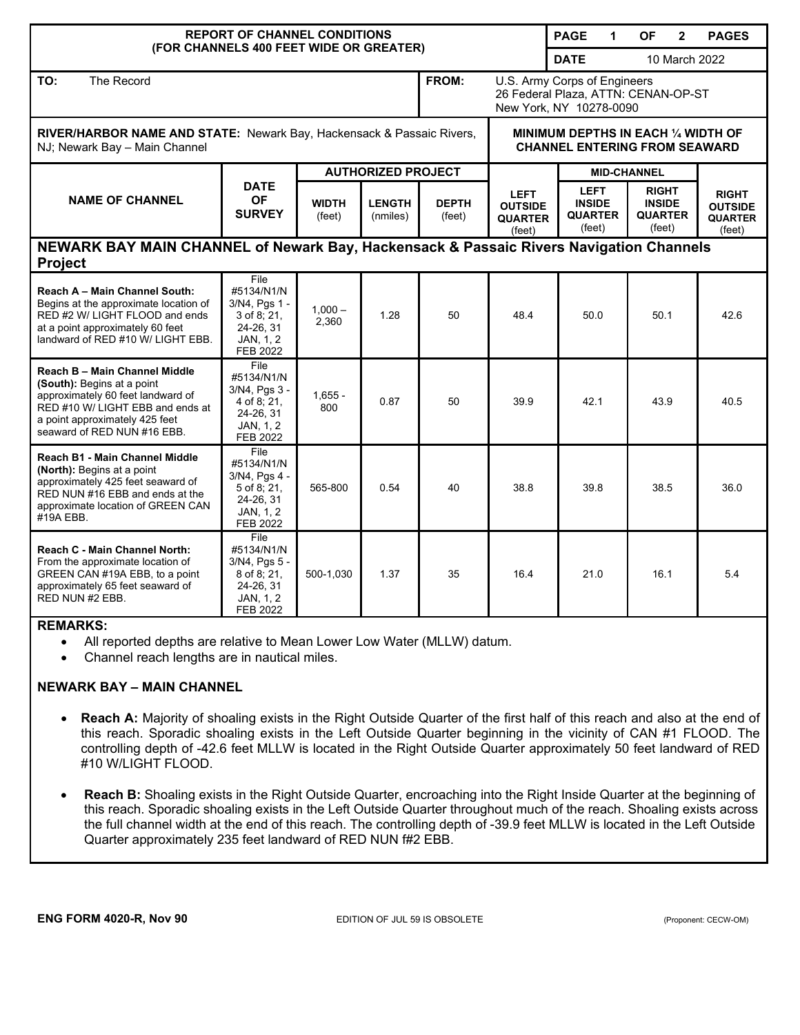# REPORT OF CHANNEL CONDITIONS (FOR CHANNELS 400 FEET WIDE OR GREATER)

**DATE:** 10 March 2022

**TO:** The Record

**FROM:** U.S. Army Corps of Engineers
26 Federal Plaza, ATTN: CENAN-OP-ST
New York, NY 10278-0090

**RIVER/HARBOR NAME AND STATE:** Newark Bay, Hackensack & Passaic Rivers, NJ; Newark Bay – Main Channel

**MINIMUM DEPTHS IN EACH ¼ WIDTH OF CHANNEL ENTERING FROM SEAWARD**

| NAME OF CHANNEL | DATE OF SURVEY | AUTHORIZED PROJECT | | | | MID-CHANNEL | | |
|---|---|---|---|---|---|---|---|---|
| | | WIDTH (feet) | LENGTH (nmiles) | DEPTH (feet) | LEFT OUTSIDE QUARTER (feet) | LEFT INSIDE QUARTER (feet) | RIGHT INSIDE QUARTER (feet) | RIGHT OUTSIDE QUARTER (feet) |
| **NEWARK BAY MAIN CHANNEL of Newark Bay, Hackensack & Passaic Rivers Navigation Channels Project** | | | | | | | | |
| **Reach A – Main Channel South:** Begins at the approximate location of RED #2 W/ LIGHT FLOOD and ends at a point approximately 60 feet landward of RED #10 W/ LIGHT EBB. | File #5134/N1/N3/N4, Pgs 1 - 3 of 8; 21, 24-26, 31 JAN, 1, 2 FEB 2022 | 1,000 – 2,360 | 1.28 | 50 | 48.4 | 50.0 | 50.1 | 42.6 |
| **Reach B – Main Channel Middle (South):** Begins at a point approximately 60 feet landward of RED #10 W/ LIGHT EBB and ends at a point approximately 425 feet seaward of RED NUN #16 EBB. | File #5134/N1/N3/N4, Pgs 3 - 4 of 8; 21, 24-26, 31 JAN, 1, 2 FEB 2022 | 1,655 - 800 | 0.87 | 50 | 39.9 | 42.1 | 43.9 | 40.5 |
| **Reach B1 - Main Channel Middle (North):** Begins at a point approximately 425 feet seaward of RED NUN #16 EBB and ends at the approximate location of GREEN CAN #19A EBB. | File #5134/N1/N3/N4, Pgs 4 - 5 of 8; 21, 24-26, 31 JAN, 1, 2 FEB 2022 | 565-800 | 0.54 | 40 | 38.8 | 39.8 | 38.5 | 36.0 |
| **Reach C - Main Channel North:** From the approximate location of GREEN CAN #19A EBB, to a point approximately 65 feet seaward of RED NUN #2 EBB. | File #5134/N1/N3/N4, Pgs 5 - 8 of 8; 21, 24-26, 31 JAN, 1, 2 FEB 2022 | 500-1,030 | 1.37 | 35 | 16.4 | 21.0 | 16.1 | 5.4 |

**REMARKS:**

- All reported depths are relative to Mean Lower Low Water (MLLW) datum.
- Channel reach lengths are in nautical miles.

**NEWARK BAY – MAIN CHANNEL**

- **Reach A:** Majority of shoaling exists in the Right Outside Quarter of the first half of this reach and also at the end of this reach. Sporadic shoaling exists in the Left Outside Quarter beginning in the vicinity of CAN #1 FLOOD. The controlling depth of -42.6 feet MLLW is located in the Right Outside Quarter approximately 50 feet landward of RED #10 W/LIGHT FLOOD.

- **Reach B:** Shoaling exists in the Right Outside Quarter, encroaching into the Right Inside Quarter at the beginning of this reach. Sporadic shoaling exists in the Left Outside Quarter throughout much of the reach. Shoaling exists across the full channel width at the end of this reach. The controlling depth of -39.9 feet MLLW is located in the Left Outside Quarter approximately 235 feet landward of RED NUN f#2 EBB.

ENG FORM 4020-R, Nov 90 — EDITION OF JUL 59 IS OBSOLETE — (Proponent: CECW-OM)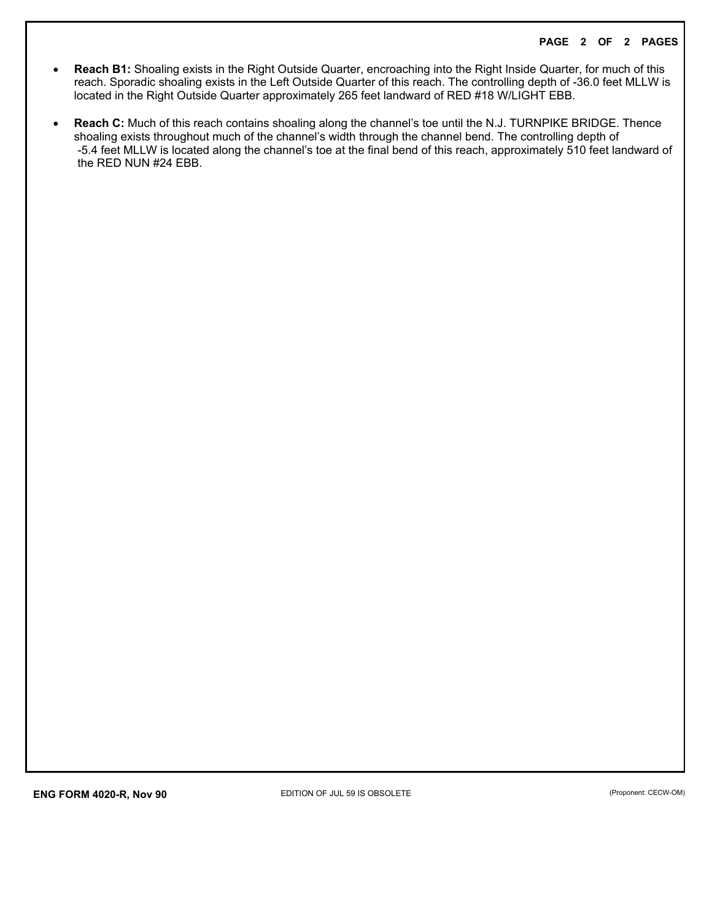- **Reach B1:** Shoaling exists in the Right Outside Quarter, encroaching into the Right Inside Quarter, for much of this reach. Sporadic shoaling exists in the Left Outside Quarter of this reach. The controlling depth of -36.0 feet MLLW is located in the Right Outside Quarter approximately 265 feet landward of RED #18 W/LIGHT EBB.

- **Reach C:** Much of this reach contains shoaling along the channel's toe until the N.J. TURNPIKE BRIDGE. Thence shoaling exists throughout much of the channel's width through the channel bend. The controlling depth of -5.4 feet MLLW is located along the channel's toe at the final bend of this reach, approximately 510 feet landward of the RED NUN #24 EBB.

**ENG FORM 4020-R, Nov 90** EDITION OF JUL 59 IS OBSOLETE (Proponent: CECW-OM)